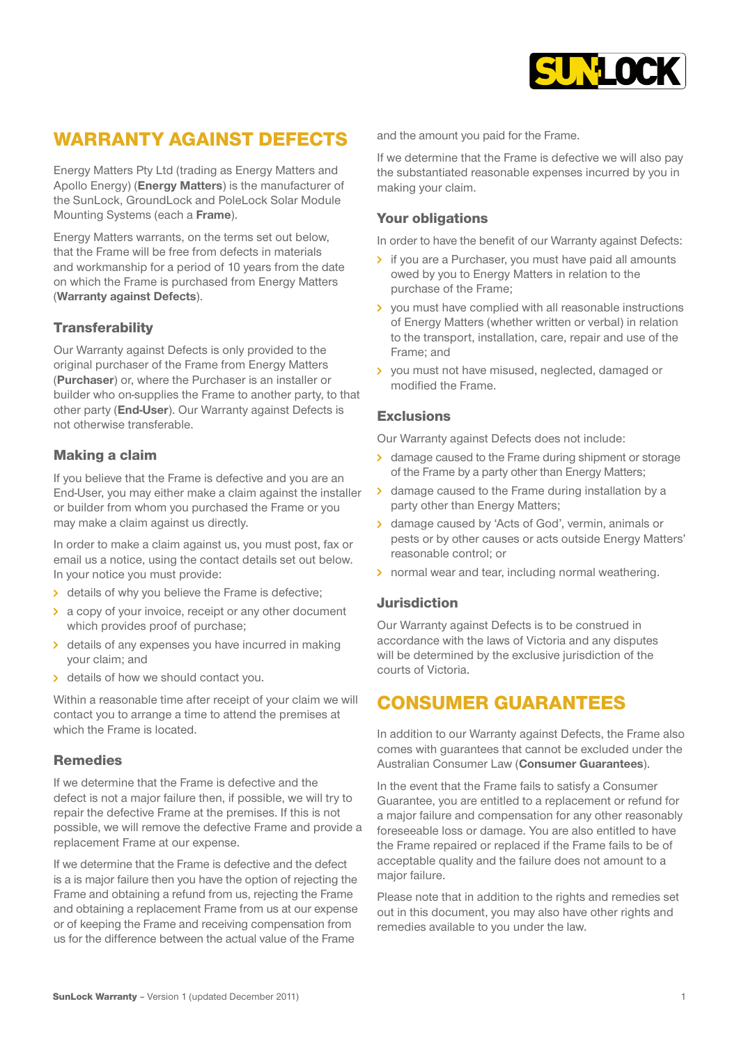# WARRANTY AGAINST DEFECTS

Energy Matters Pty Ltd (trading as Energy Matters and Apollo Energy) (**Energy Matters**) is the manufacturer of the SunLock, GroundLock and PoleLock Solar Module Mounting Systems (each a **Frame**).

Energy Matters warrants, on the terms set out below, that the Frame will be free from defects in materials and workmanship for a period of 10 years from the date on which the Frame is purchased from Energy Matters (**Warranty against Defects**).

### Transferability

Our Warranty against Defects is only provided to the original purchaser of the Frame from Energy Matters (**Purchaser**) or, where the Purchaser is an installer or builder who on-supplies the Frame to another party, to that other party (**End-User**). Our Warranty against Defects is not otherwise transferable.

### Making a claim

If you believe that the Frame is defective and you are an End-User, you may either make a claim against the installer or builder from whom you purchased the Frame or you may make a claim against us directly.

In order to make a claim against us, you must post, fax or email us a notice, using the contact details set out below. In your notice you must provide:

- details of why you believe the Frame is defective;
- a copy of your invoice, receipt or any other document which provides proof of purchase;
- details of any expenses you have incurred in making your claim; and
- details of how we should contact you.

Within a reasonable time after receipt of your claim we will contact you to arrange a time to attend the premises at which the Frame is located.

### Remedies

If we determine that the Frame is defective and the defect is not a major failure then, if possible, we will try to repair the defective Frame at the premises. If this is not possible, we will remove the defective Frame and provide a replacement Frame at our expense.

If we determine that the Frame is defective and the defect is a is major failure then you have the option of rejecting the Frame and obtaining a refund from us, rejecting the Frame and obtaining a replacement Frame from us at our expense or of keeping the Frame and receiving compensation from us for the difference between the actual value of the Frame and the amount you paid for the Frame.

If we determine that the Frame is defective we will also pay the substantiated reasonable expenses incurred by you in making your claim.

### Your obligations

In order to have the benefit of our Warranty against Defects:

- if you are a Purchaser, you must have paid all amounts owed by you to Energy Matters in relation to the purchase of the Frame;
- you must have complied with all reasonable instructions of Energy Matters (whether written or verbal) in relation to the transport, installation, care, repair and use of the Frame; and
- you must not have misused, neglected, damaged or modified the Frame.

### Exclusions

Our Warranty against Defects does not include:

- damage caused to the Frame during shipment or storage of the Frame by a party other than Energy Matters;
- damage caused to the Frame during installation by a party other than Energy Matters;
- damage caused by 'Acts of God', vermin, animals or pests or by other causes or acts outside Energy Matters' reasonable control; or
- normal wear and tear, including normal weathering.

### Jurisdiction

Our Warranty against Defects is to be construed in accordance with the laws of Victoria and any disputes will be determined by the exclusive jurisdiction of the courts of Victoria.

# CONSUMER GUARANTEES

In addition to our Warranty against Defects, the Frame also comes with guarantees that cannot be excluded under the Australian Consumer Law (**Consumer Guarantees**).

In the event that the Frame fails to satisfy a Consumer Guarantee, you are entitled to a replacement or refund for a major failure and compensation for any other reasonably foreseeable loss or damage. You are also entitled to have the Frame repaired or replaced if the Frame fails to be of acceptable quality and the failure does not amount to a major failure.

Please note that in addition to the rights and remedies set out in this document, you may also have other rights and remedies available to you under the law.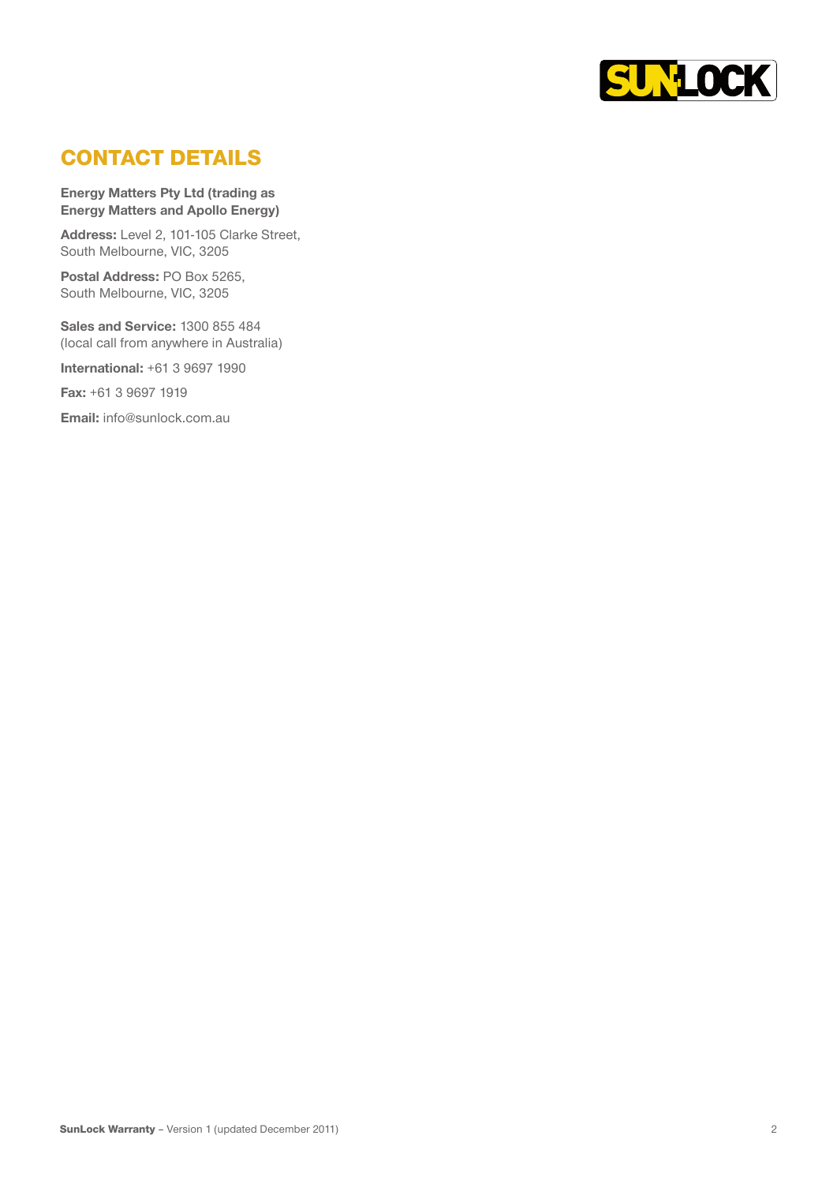## CONTACT DETAILS

**Energy Matters Pty Ltd (trading as Energy Matters and Apollo Energy)**

**Address:** Level 2, 101-105 Clarke Street, South Melbourne, VIC, 3205

**Postal Address:** PO Box 5265, South Melbourne, VIC, 3205

**Sales and Service:** 1300 855 484 (local call from anywhere in Australia)

**International:** +61 3 9697 1990

**Fax:** +61 3 9697 1919

**Email:** info@sunlock.com.au